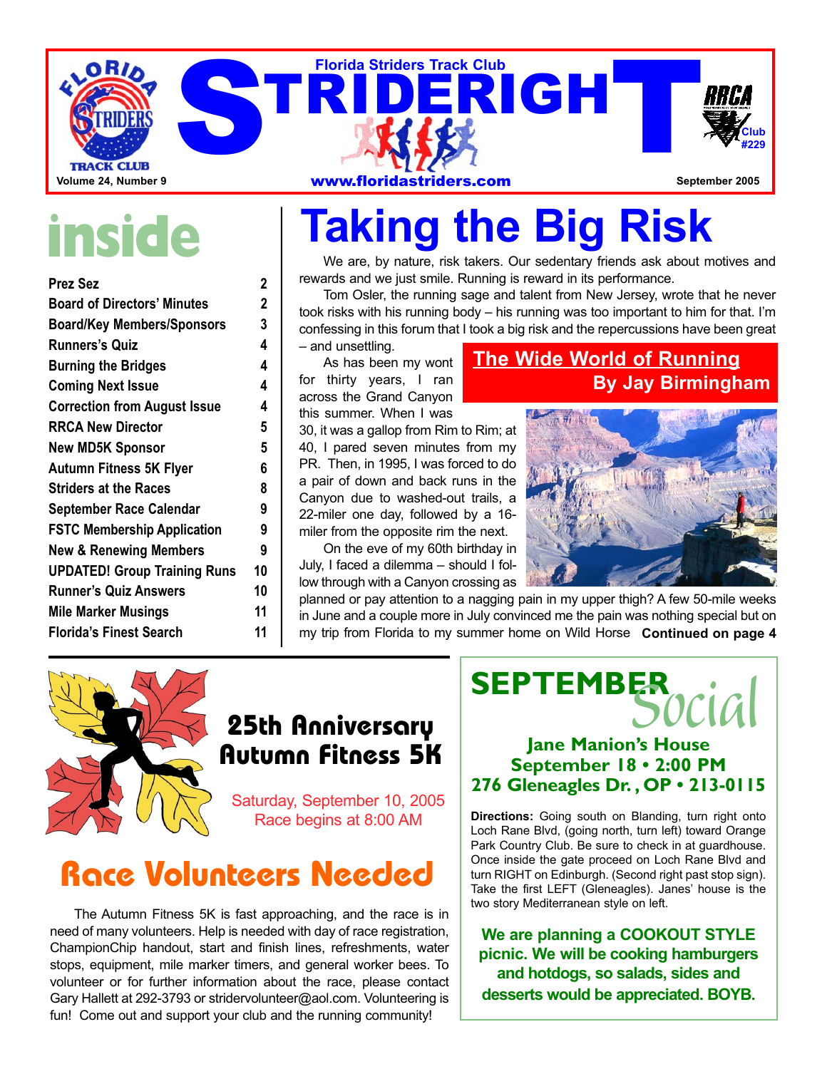# STRIDERIGHT

**Florida Striders Track Club**

Volume 24, Number 9 — www.floridastriders.com — September 2005

RRCA Club #229

## inside

| | |
|---|---|
| Prez Sez | 2 |
| Board of Directors' Minutes | 2 |
| Board/Key Members/Sponsors | 3 |
| Runners's Quiz | 4 |
| Burning the Bridges | 4 |
| Coming Next Issue | 4 |
| Correction from August Issue | 4 |
| RRCA New Director | 5 |
| New MD5K Sponsor | 5 |
| Autumn Fitness 5K Flyer | 6 |
| Striders at the Races | 8 |
| September Race Calendar | 9 |
| FSTC Membership Application | 9 |
| New & Renewing Members | 9 |
| UPDATED! Group Training Runs | 10 |
| Runner's Quiz Answers | 10 |
| Mile Marker Musings | 11 |
| Florida's Finest Search | 11 |

# Taking the Big Risk

## The Wide World of Running
**By Jay Birmingham**

We are, by nature, risk takers. Our sedentary friends ask about motives and rewards and we just smile. Running is reward in its performance.

Tom Osler, the running sage and talent from New Jersey, wrote that he never took risks with his running body – his running was too important to him for that. I'm confessing in this forum that I took a big risk and the repercussions have been great – and unsettling.

As has been my wont for thirty years, I ran across the Grand Canyon this summer. When I was 30, it was a gallop from Rim to Rim; at 40, I pared seven minutes from my PR. Then, in 1995, I was forced to do a pair of down and back runs in the Canyon due to washed-out trails, a 22-miler one day, followed by a 16-miler from the opposite rim the next.

On the eve of my 60th birthday in July, I faced a dilemma – should I follow through with a Canyon crossing as planned or pay attention to a nagging pain in my upper thigh? A few 50-mile weeks in June and a couple more in July convinced me the pain was nothing special but on my trip from Florida to my summer home on Wild Horse **Continued on page 4**

## 25th Anniversary Autumn Fitness 5K

Saturday, September 10, 2005
Race begins at 8:00 AM

# Race Volunteers Needed

The Autumn Fitness 5K is fast approaching, and the race is in need of many volunteers. Help is needed with day of race registration, ChampionChip handout, start and finish lines, refreshments, water stops, equipment, mile marker timers, and general worker bees. To volunteer or for further information about the race, please contact Gary Hallett at 292-3793 or stridervolunteer@aol.com. Volunteering is fun! Come out and support your club and the running community!

## SEPTEMBER Social

**Jane Manion's House**
**September 18 • 2:00 PM**
**276 Gleneagles Dr., OP • 213-0115**

**Directions:** Going south on Blanding, turn right onto Loch Rane Blvd, (going north, turn left) toward Orange Park Country Club. Be sure to check in at guardhouse. Once inside the gate proceed on Loch Rane Blvd and turn RIGHT on Edinburgh. (Second right past stop sign). Take the first LEFT (Gleneagles). Janes' house is the two story Mediterranean style on left.

**We are planning a COOKOUT STYLE picnic. We will be cooking hamburgers and hotdogs, so salads, sides and desserts would be appreciated. BOYB.**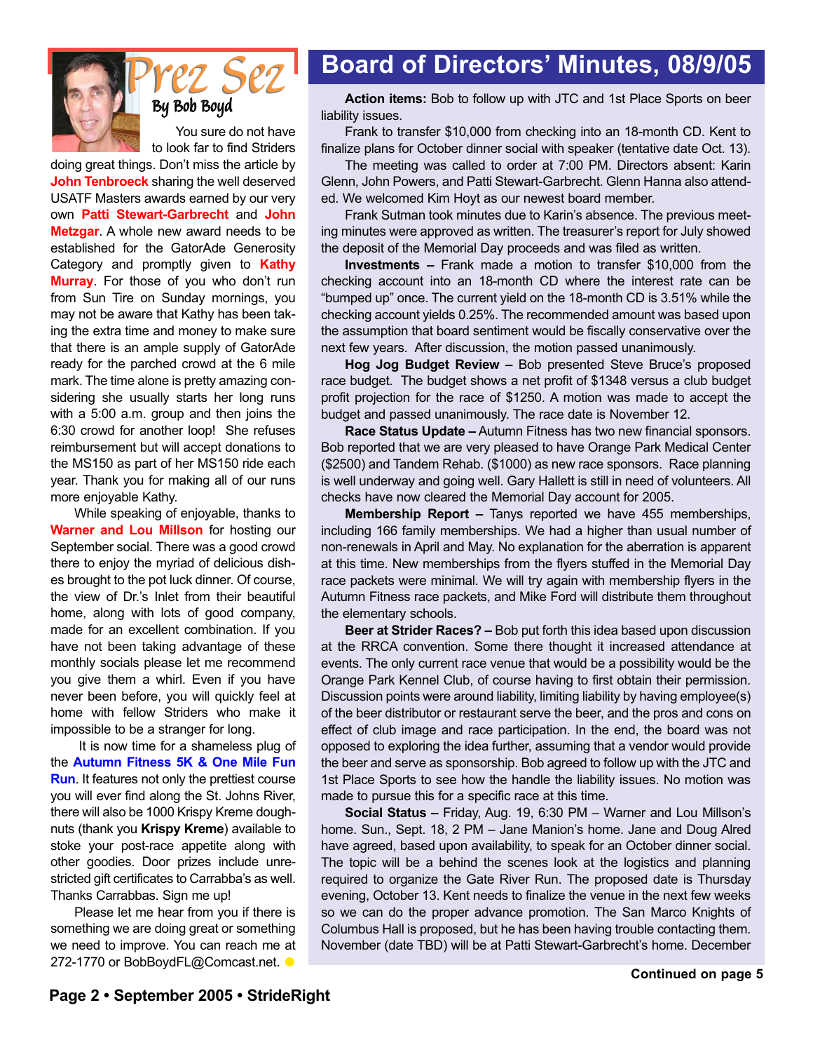## Prez Sez

By Bob Boyd

You sure do not have to look far to find Striders doing great things. Don't miss the article by **John Tenbroeck** sharing the well deserved USATF Masters awards earned by our very own **Patti Stewart-Garbrecht** and **John Metzgar**. A whole new award needs to be established for the GatorAde Generosity Category and promptly given to **Kathy Murray**. For those of you who don't run from Sun Tire on Sunday mornings, you may not be aware that Kathy has been taking the extra time and money to make sure that there is an ample supply of GatorAde ready for the parched crowd at the 6 mile mark. The time alone is pretty amazing considering she usually starts her long runs with a 5:00 a.m. group and then joins the 6:30 crowd for another loop! She refuses reimbursement but will accept donations to the MS150 as part of her MS150 ride each year. Thank you for making all of our runs more enjoyable Kathy.

While speaking of enjoyable, thanks to **Warner and Lou Millson** for hosting our September social. There was a good crowd there to enjoy the myriad of delicious dishes brought to the pot luck dinner. Of course, the view of Dr.'s Inlet from their beautiful home, along with lots of good company, made for an excellent combination. If you have not been taking advantage of these monthly socials please let me recommend you give them a whirl. Even if you have never been before, you will quickly feel at home with fellow Striders who make it impossible to be a stranger for long.

It is now time for a shameless plug of the **Autumn Fitness 5K & One Mile Fun Run**. It features not only the prettiest course you will ever find along the St. Johns River, there will also be 1000 Krispy Kreme doughnuts (thank you **Krispy Kreme**) available to stoke your post-race appetite along with other goodies. Door prizes include unrestricted gift certificates to Carrabba's as well. Thanks Carrabbas. Sign me up!

Please let me hear from you if there is something we are doing great or something we need to improve. You can reach me at 272-1770 or BobBoydFL@Comcast.net.

## Board of Directors' Minutes, 08/9/05

**Action items:** Bob to follow up with JTC and 1st Place Sports on beer liability issues.

Frank to transfer $10,000 from checking into an 18-month CD. Kent to finalize plans for October dinner social with speaker (tentative date Oct. 13).

The meeting was called to order at 7:00 PM. Directors absent: Karin Glenn, John Powers, and Patti Stewart-Garbrecht. Glenn Hanna also attended. We welcomed Kim Hoyt as our newest board member.

Frank Sutman took minutes due to Karin's absence. The previous meeting minutes were approved as written. The treasurer's report for July showed the deposit of the Memorial Day proceeds and was filed as written.

**Investments –** Frank made a motion to transfer $10,000 from the checking account into an 18-month CD where the interest rate can be "bumped up" once. The current yield on the 18-month CD is 3.51% while the checking account yields 0.25%. The recommended amount was based upon the assumption that board sentiment would be fiscally conservative over the next few years. After discussion, the motion passed unanimously.

**Hog Jog Budget Review –** Bob presented Steve Bruce's proposed race budget. The budget shows a net profit of $1348 versus a club budget profit projection for the race of $1250. A motion was made to accept the budget and passed unanimously. The race date is November 12.

**Race Status Update –** Autumn Fitness has two new financial sponsors. Bob reported that we are very pleased to have Orange Park Medical Center ($2500) and Tandem Rehab. ($1000) as new race sponsors. Race planning is well underway and going well. Gary Hallett is still in need of volunteers. All checks have now cleared the Memorial Day account for 2005.

**Membership Report –** Tanys reported we have 455 memberships, including 166 family memberships. We had a higher than usual number of non-renewals in April and May. No explanation for the aberration is apparent at this time. New memberships from the flyers stuffed in the Memorial Day race packets were minimal. We will try again with membership flyers in the Autumn Fitness race packets, and Mike Ford will distribute them throughout the elementary schools.

**Beer at Strider Races? –** Bob put forth this idea based upon discussion at the RRCA convention. Some there thought it increased attendance at events. The only current race venue that would be a possibility would be the Orange Park Kennel Club, of course having to first obtain their permission. Discussion points were around liability, limiting liability by having employee(s) of the beer distributor or restaurant serve the beer, and the pros and cons on effect of club image and race participation. In the end, the board was not opposed to exploring the idea further, assuming that a vendor would provide the beer and serve as sponsorship. Bob agreed to follow up with the JTC and 1st Place Sports to see how the handle the liability issues. No motion was made to pursue this for a specific race at this time.

**Social Status –** Friday, Aug. 19, 6:30 PM – Warner and Lou Millson's home. Sun., Sept. 18, 2 PM – Jane Manion's home. Jane and Doug Alred have agreed, based upon availability, to speak for an October dinner social. The topic will be a behind the scenes look at the logistics and planning required to organize the Gate River Run. The proposed date is Thursday evening, October 13. Kent needs to finalize the venue in the next few weeks so we can do the proper advance promotion. The San Marco Knights of Columbus Hall is proposed, but he has been having trouble contacting them. November (date TBD) will be at Patti Stewart-Garbrecht's home. December

**Continued on page 5**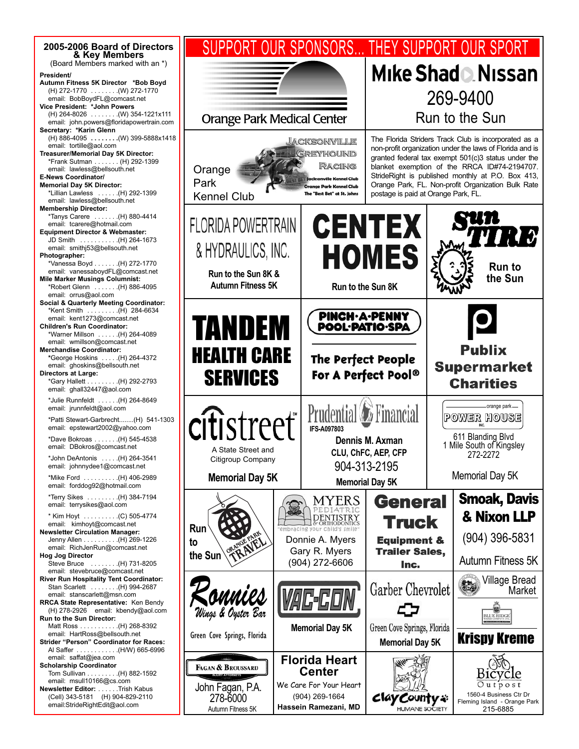## 2005-2006 Board of Directors & Key Members

(Board Members marked with an *)

**President/**
**Autumn Fitness 5K Director *Bob Boyd**
(H) 272-1770 . . . . . . . .(W) 272-1770
email: BobBoydFL@comcast.net

**Vice President: *John Powers**
(H) 264-8026 . . . . . . . .(W) 354-1221x111
email: john.powers@floridapowertrain.com

**Secretary: *Karin Glenn**
(H) 886-4095 . . . . . . . .(W) 399-5888x1418
email: tortille@aol.com

**Treasurer/Memorial Day 5K Director:**
*Frank Sutman . . . . . . . (H) 292-1399
email: lawless@bellsouth.net

**E-News Coordinator/**
**Memorial Day 5K Director:**
*Lillian Lawless . . . . . .(H) 292-1399
email: lawless@bellsouth.net

**Membership Director:**
*Tanys Carere . . . . . . .(H) 880-4414
email: tcarere@hotmail.com

**Equipment Director & Webmaster:**
JD Smith . . . . . . . . . . .(H) 264-1673
email: smithj53@bellsouth.net

**Photographer:**
*Vanessa Boyd . . . . . . .(H) 272-1770
email: vanessaboydFL@comcast.net

**Mile Marker Musings Columnist:**
*Robert Glenn . . . . . . .(H) 886-4095
email: orrus@aol.com

**Social & Quarterly Meeting Coordinator:**
*Kent Smith . . . . . . . . .(H) 284-6634
email: kent1273@comcast.net

**Children's Run Coordinator:**
*Warner Millson . . . . . .(H) 264-4089
email: wmillson@comcast.net

**Merchandise Coordinator:**
*George Hoskins . . . . .(H) 264-4372
email: ghoskins@bellsouth.net

**Directors at Large:**
*Gary Hallett . . . . . . . . .(H) 292-2793
email: ghall32447@aol.com

*Julie Runnfeldt . . . . . .(H) 264-8649
email: jrunnfeldt@aol.com

*Patti Stewart-Garbrecht........(H) 541-1303
email: epstewart2002@yahoo.com

*Dave Bokroas . . . . . . .(H) 545-4538
email: DBokros@comcast.net

*John DeAntonis . . . . .(H) 264-3541
email: johnnydee1@comcast.net

*Mike Ford . . . . . . . . . .(H) 406-2989
email: forddog92@hotmail.com

*Terry Sikes . . . . . . . . .(H) 384-7194
email: terrysikes@aol.com

* Kim Hoyt . . . . . . . . . .(C) 505-4774
email: kimhoyt@comcast.net

**Newsletter Circulation Manager:**
Jenny Allen . . . . . . . . . .(H) 269-1226
email: RichJenRun@comcast.net

**Hog Jog Director**
Steve Bruce . . . . . . . . .(H) 731-8205
email: stevebruce@comcast.net

**River Run Hospitality Tent Coordinator:**
Stan Scarlett . . . . . . . .(H) 994-2687
email: stanscarlett@msn.com

**RRCA State Representative:** Ken Bendy
(H) 278-2926 email: kbendy@aol.com

**Run to the Sun Director:**
Matt Ross . . . . . . . . . . .(H) 268-8392
email: HartRoss@bellsouth.net

**Strider "Person" Coordinator for Races:**
Al Saffer . . . . . . . . . . . .(H/W) 665-6996
email: saffat@jea.com

**Scholarship Coordinator**
Tom Sullivan . . . . . . . . .(H) 882-1592
email: msull10166@cs.com

**Newsletter Editor:** . . . . . .Trish Kabus
(Cell) 343-5181 (H) 904-829-2110
email:StrideRightEdit@aol.com

# SUPPORT OUR SPONSORS... THEY SUPPORT OUR SPORT

Orange Park Medical Center

**Mike Shad Nissan**
269-9400
Run to the Sun

Orange Park Kennel Club
Jacksonville Greyhound Racing — Jacksonville Kennel Club, Orange Park Kennel Club, The "Best Bet" at St. Johns

The Florida Striders Track Club is incorporated as a non-profit organization under the laws of Florida and is granted federal tax exempt 501(c)3 status under the blanket exemption of the RRCA ID#74-2194707. StrideRight is published monthly at P.O. Box 413, Orange Park, FL. Non-profit Organization Bulk Rate postage is paid at Orange Park, FL.

FLORIDA POWERTRAIN & HYDRAULICS, INC.
**Run to the Sun 8K & Autumn Fitness 5K**

**CENTEX HOMES**
**Run to the Sun 8K**

**Sun Tire**
**Run to the Sun**

**TANDEM HEALTH CARE SERVICES**

**PINCH·A·PENNY POOL·PATIO·SPA**
**The Perfect People For A Perfect Pool®**

**Publix Supermarket Charities**

citistreet℠
A State Street and Citigroup Company
**Memorial Day 5K**

Prudential Financial
IFS-A097803
**Dennis M. Axman**
**CLU, ChFC, AEP, CFP**
904-313-2195
**Memorial Day 5K**

orange park POWER HOUSE INC.
611 Blanding Blvd
1 Mile South of Kingsley
272-2272
Memorial Day 5K

**Run to the Sun**
Orange Park Travel

MYERS PEDIATRIC DENTISTRY & ORTHODONTICS
"embracing your child's smile"
Donnie A. Myers
Gary R. Myers
(904) 272-6606

**General Truck Equipment & Trailer Sales, Inc.**

**Smoak, Davis & Nixon LLP**
(904) 396-5831
Autumn Fitness 5K

Ronnies Wings & Oyster Bar
Green Cove Springs, Florida

VAC-CON
**Memorial Day 5K**

Garber Chevrolet
Green Cove Springs, Florida
**Memorial Day 5K**

Village Bread Market
Blue Ridge
**Krispy Kreme**

FAGAN & BROUSSARD
INJURY ATTORNEYS
John Fagan, P.A.
278-6000
Autumn Fitness 5K

**Florida Heart Center**
*We Care For Your Heart*
(904) 269-1664
**Hassein Ramezani, MD**

Clay County Humane Society

Bicycle Outpost
1560-4 Business Ctr Dr
Fleming Island - Orange Park
215-6885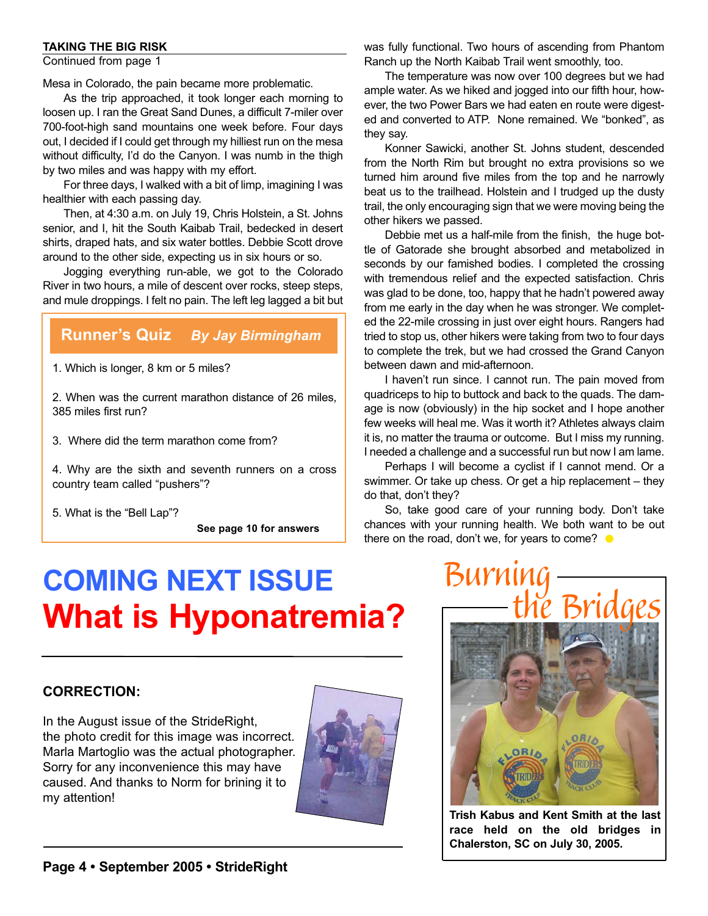### TAKING THE BIG RISK

Continued from page 1

Mesa in Colorado, the pain became more problematic.

As the trip approached, it took longer each morning to loosen up. I ran the Great Sand Dunes, a difficult 7-miler over 700-foot-high sand mountains one week before. Four days out, I decided if I could get through my hilliest run on the mesa without difficulty, I'd do the Canyon. I was numb in the thigh by two miles and was happy with my effort.

For three days, I walked with a bit of limp, imagining I was healthier with each passing day.

Then, at 4:30 a.m. on July 19, Chris Holstein, a St. Johns senior, and I, hit the South Kaibab Trail, bedecked in desert shirts, draped hats, and six water bottles. Debbie Scott drove around to the other side, expecting us in six hours or so.

Jogging everything run-able, we got to the Colorado River in two hours, a mile of descent over rocks, steep steps, and mule droppings. I felt no pain. The left leg lagged a bit but was fully functional. Two hours of ascending from Phantom Ranch up the North Kaibab Trail went smoothly, too.

The temperature was now over 100 degrees but we had ample water. As we hiked and jogged into our fifth hour, however, the two Power Bars we had eaten en route were digested and converted to ATP. None remained. We "bonked", as they say.

Konner Sawicki, another St. Johns student, descended from the North Rim but brought no extra provisions so we turned him around five miles from the top and he narrowly beat us to the trailhead. Holstein and I trudged up the dusty trail, the only encouraging sign that we were moving being the other hikers we passed.

Debbie met us a half-mile from the finish, the huge bottle of Gatorade she brought absorbed and metabolized in seconds by our famished bodies. I completed the crossing with tremendous relief and the expected satisfaction. Chris was glad to be done, too, happy that he hadn't powered away from me early in the day when he was stronger. We completed the 22-mile crossing in just over eight hours. Rangers had tried to stop us, other hikers were taking from two to four days to complete the trek, but we had crossed the Grand Canyon between dawn and mid-afternoon.

I haven't run since. I cannot run. The pain moved from quadriceps to hip to buttock and back to the quads. The damage is now (obviously) in the hip socket and I hope another few weeks will heal me. Was it worth it? Athletes always claim it is, no matter the trauma or outcome. But I miss my running. I needed a challenge and a successful run but now I am lame.

Perhaps I will become a cyclist if I cannot mend. Or a swimmer. Or take up chess. Or get a hip replacement – they do that, don't they?

So, take good care of your running body. Don't take chances with your running health. We both want to be out there on the road, don't we, for years to come?

## Runner's Quiz *By Jay Birmingham*

1. Which is longer, 8 km or 5 miles?

2. When was the current marathon distance of 26 miles, 385 miles first run?

3. Where did the term marathon come from?

4. Why are the sixth and seventh runners on a cross country team called "pushers"?

5. What is the "Bell Lap"?

**See page 10 for answers**

# COMING NEXT ISSUE
# What is Hyponatremia?

**CORRECTION:**

In the August issue of the StrideRight, the photo credit for this image was incorrect. Marla Martoglio was the actual photographer. Sorry for any inconvenience this may have caused. And thanks to Norm for brining it to my attention!

## Burning the Bridges

**Trish Kabus and Kent Smith at the last race held on the old bridges in Chalerston, SC on July 30, 2005.**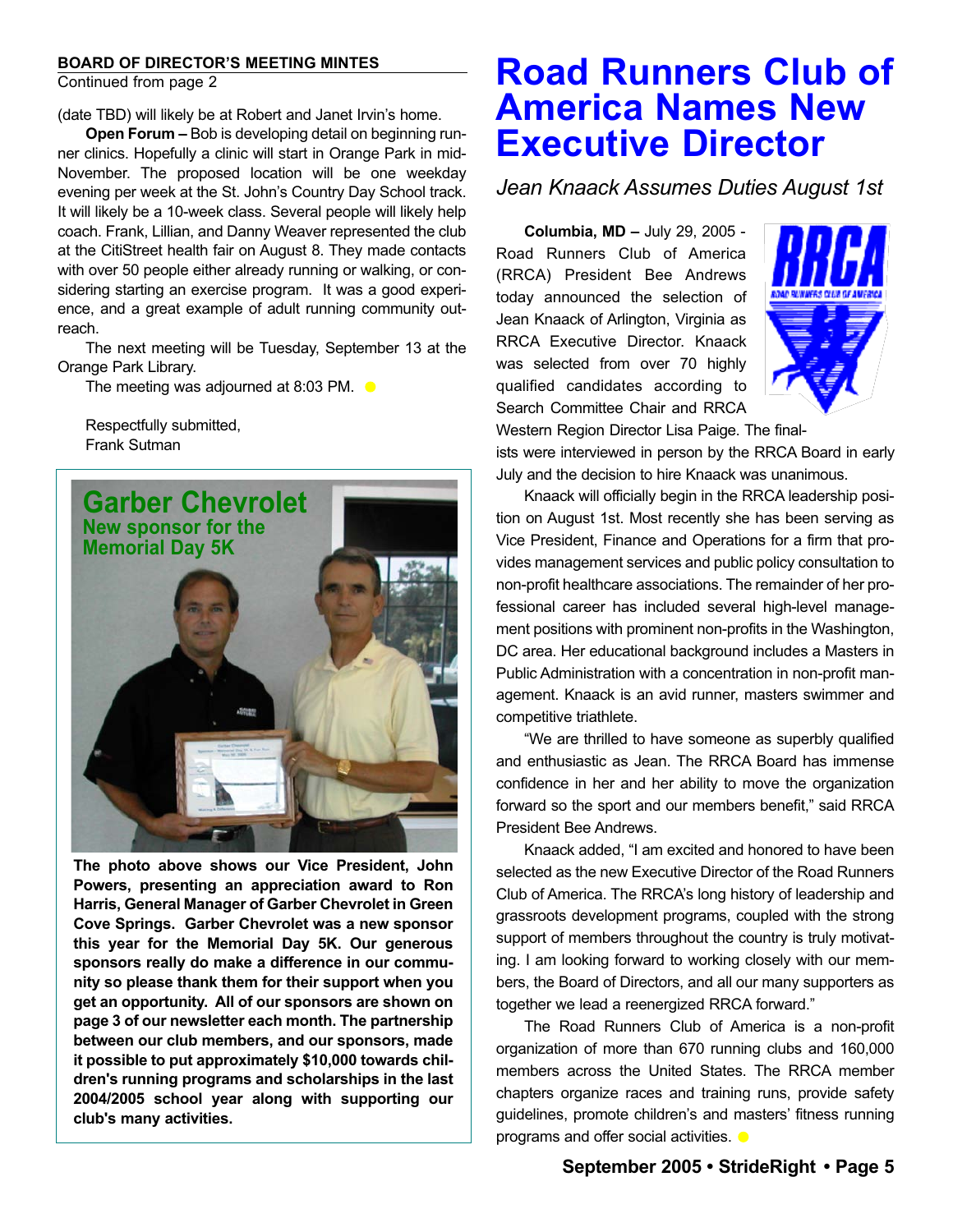**BOARD OF DIRECTOR'S MEETING MINTES**

Continued from page 2

(date TBD) will likely be at Robert and Janet Irvin's home.

**Open Forum –** Bob is developing detail on beginning runner clinics. Hopefully a clinic will start in Orange Park in mid-November. The proposed location will be one weekday evening per week at the St. John's Country Day School track. It will likely be a 10-week class. Several people will likely help coach. Frank, Lillian, and Danny Weaver represented the club at the CitiStreet health fair on August 8. They made contacts with over 50 people either already running or walking, or considering starting an exercise program. It was a good experience, and a great example of adult running community outreach.

The next meeting will be Tuesday, September 13 at the Orange Park Library.

The meeting was adjourned at 8:03 PM.

Respectfully submitted,
Frank Sutman

## Garber Chevrolet

### New sponsor for the Memorial Day 5K

**The photo above shows our Vice President, John Powers, presenting an appreciation award to Ron Harris, General Manager of Garber Chevrolet in Green Cove Springs. Garber Chevrolet was a new sponsor this year for the Memorial Day 5K. Our generous sponsors really do make a difference in our community so please thank them for their support when you get an opportunity. All of our sponsors are shown on page 3 of our newsletter each month. The partnership between our club members, and our sponsors, made it possible to put approximately $10,000 towards children's running programs and scholarships in the last 2004/2005 school year along with supporting our club's many activities.**

# Road Runners Club of America Names New Executive Director

*Jean Knaack Assumes Duties August 1st*

**Columbia, MD –** July 29, 2005 - Road Runners Club of America (RRCA) President Bee Andrews today announced the selection of Jean Knaack of Arlington, Virginia as RRCA Executive Director. Knaack was selected from over 70 highly qualified candidates according to Search Committee Chair and RRCA Western Region Director Lisa Paige. The finalists were interviewed in person by the RRCA Board in early July and the decision to hire Knaack was unanimous.

Knaack will officially begin in the RRCA leadership position on August 1st. Most recently she has been serving as Vice President, Finance and Operations for a firm that provides management services and public policy consultation to non-profit healthcare associations. The remainder of her professional career has included several high-level management positions with prominent non-profits in the Washington, DC area. Her educational background includes a Masters in Public Administration with a concentration in non-profit management. Knaack is an avid runner, masters swimmer and competitive triathlete.

"We are thrilled to have someone as superbly qualified and enthusiastic as Jean. The RRCA Board has immense confidence in her and her ability to move the organization forward so the sport and our members benefit," said RRCA President Bee Andrews.

Knaack added, "I am excited and honored to have been selected as the new Executive Director of the Road Runners Club of America. The RRCA's long history of leadership and grassroots development programs, coupled with the strong support of members throughout the country is truly motivating. I am looking forward to working closely with our members, the Board of Directors, and all our many supporters as together we lead a reenergized RRCA forward."

The Road Runners Club of America is a non-profit organization of more than 670 running clubs and 160,000 members across the United States. The RRCA member chapters organize races and training runs, provide safety guidelines, promote children's and masters' fitness running programs and offer social activities.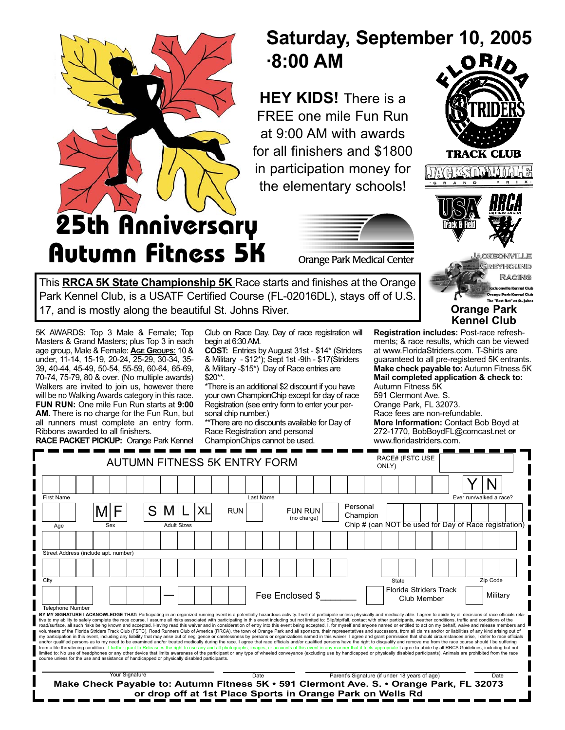# 25th Anniversary Autumn Fitness 5K

## Saturday, September 10, 2005 ·8:00 AM

**HEY KIDS!** There is a FREE one mile Fun Run at 9:00 AM with awards for all finishers and $1800 in participation money for the elementary schools!

Orange Park Medical Center

FLORIDA STRIDERS TRACK CLUB

JACKSONVILLE GRAND PRIX

USA Track & Field

RRCA

JACKSONVILLE GREYHOUND RACING

Jacksonville Kennel Club
Orange Park Kennel Club
The "Best Bet" at St. Johns

**Orange Park Kennel Club**

This **RRCA 5K State Championship 5K** Race starts and finishes at the Orange Park Kennel Club, is a USATF Certified Course (FL-02016DL), stays off of U.S. 17, and is mostly along the beautiful St. Johns River.

5K AWARDS: Top 3 Male & Female; Top Masters & Grand Masters; plus Top 3 in each age group, Male & Female: **AGE GROUPS**: 10 & under, 11-14, 15-19, 20-24, 25-29, 30-34, 35-39, 40-44, 45-49, 50-54, 55-59, 60-64, 65-69, 70-74, 75-79, 80 & over. (No multiple awards) Walkers are invited to join us, however there will be no Walking Awards category in this race.

**FUN RUN:** One mile Fun Run starts at **9:00 AM.** There is no charge for the Fun Run, but all runners must complete an entry form. Ribbons awarded to all finishers.

**RACE PACKET PICKUP:** Orange Park Kennel Club on Race Day. Day of race registration will begin at 6:30 AM.

**COST:** Entries by August 31st - $14* (Striders & Military - $12*); Sept 1st -9th - $17(Striders & Military -$15*) Day of Race entries are $20**.

*There is an additional $2 discount if you have your own ChampionChip except for day of race Registration (see entry form to enter your personal chip number.)

**There are no discounts available for Day of Race Registration and personal ChampionChips cannot be used.

**Registration includes:** Post-race refreshments; & race results, which can be viewed at www.FloridaStriders.com. T-Shirts are guaranteed to all pre-registered 5K entrants.

**Make check payable to:** Autumn Fitness 5K

**Mail completed application & check to:**
Autumn Fitness 5K
591 Clermont Ave. S.
Orange Park, FL 32073.

Race fees are non-refundable.

**More Information:** Contact Bob Boyd at 272-1770, BobBoydFL@comcast.net or www.floridastriders.com.

---

## AUTUMN FITNESS 5K ENTRY FORM

RACE# (FSTC USE ONLY) ____

First Name ____ Last Name ____ Ever run/walked a race? Y | N

Age ____ Sex M | F Adult Sizes S | M | L | XL RUN ☐ FUN RUN (no charge) ☐ Personal Champion Chip # (can NOT be used for Day of Race registration) ____

Street Address (include apt. number) ____

City ____ State ____ Zip Code ____

Telephone Number ____ — ____ Fee Enclosed $_______ ☐ Florida Striders Track Club Member ☐ Military

**BY MY SIGNATURE I ACKNOWLEDGE THAT:** Participating in an organized running event is a potentially hazardous activity. I will not participate unless physically and medically able. I agree to abide by all decisions of race officials relative to my ability to safely complete the race course. I assume all risks associated with participating in this event including but not limited to: Slip/trip/fall, contact with other participants, weather conditions, traffic and conditions of the road/surface, all such risks being known and accepted. Having read this waiver and in consideration of entry into this event being accepted, I, for myself and anyone named or entitled to act on my behalf, waive and release members and volunteers of the Florida Striders Track Club (FSTC), Road Runners Club of America (RRCA), the town of Orange Park and all sponsors, their representatives and successors, from all claims and/or or liabilities of any kind arising out of my participation in this event, including any liability that may arise out of negligence or carelessness by persons or organizations named in this waiver I agree and grant permission that should circumstances arise, I defer to race officials and/or qualified persons as to my need to be examined and/or treated medically during the race. I agree that race officials and/or qualified persons have the right to disqualify and remove me from the race course should I be suffering from a life threatening condition. I further grant to Releasees the right to use any and all photographs, images, or accounts of this event in any manner that it feels appropriate. I agree to abide by all RRCA Guidelines, including but not limited to: No use of headphones or any other device that limits awareness of the participant or any type of wheeled conveyance (excluding use by handicapped or physically disabled participants). Animals are prohibited from the race course unless for the use and assistance of handicapped or physically disabled participants.

Your Signature ____ Date ____ Parent's Signature (if under 18 years of age) ____ Date ____

**Make Check Payable to: Autumn Fitness 5K • 591 Clermont Ave. S. • Orange Park, FL 32073 or drop off at 1st Place Sports in Orange Park on Wells Rd**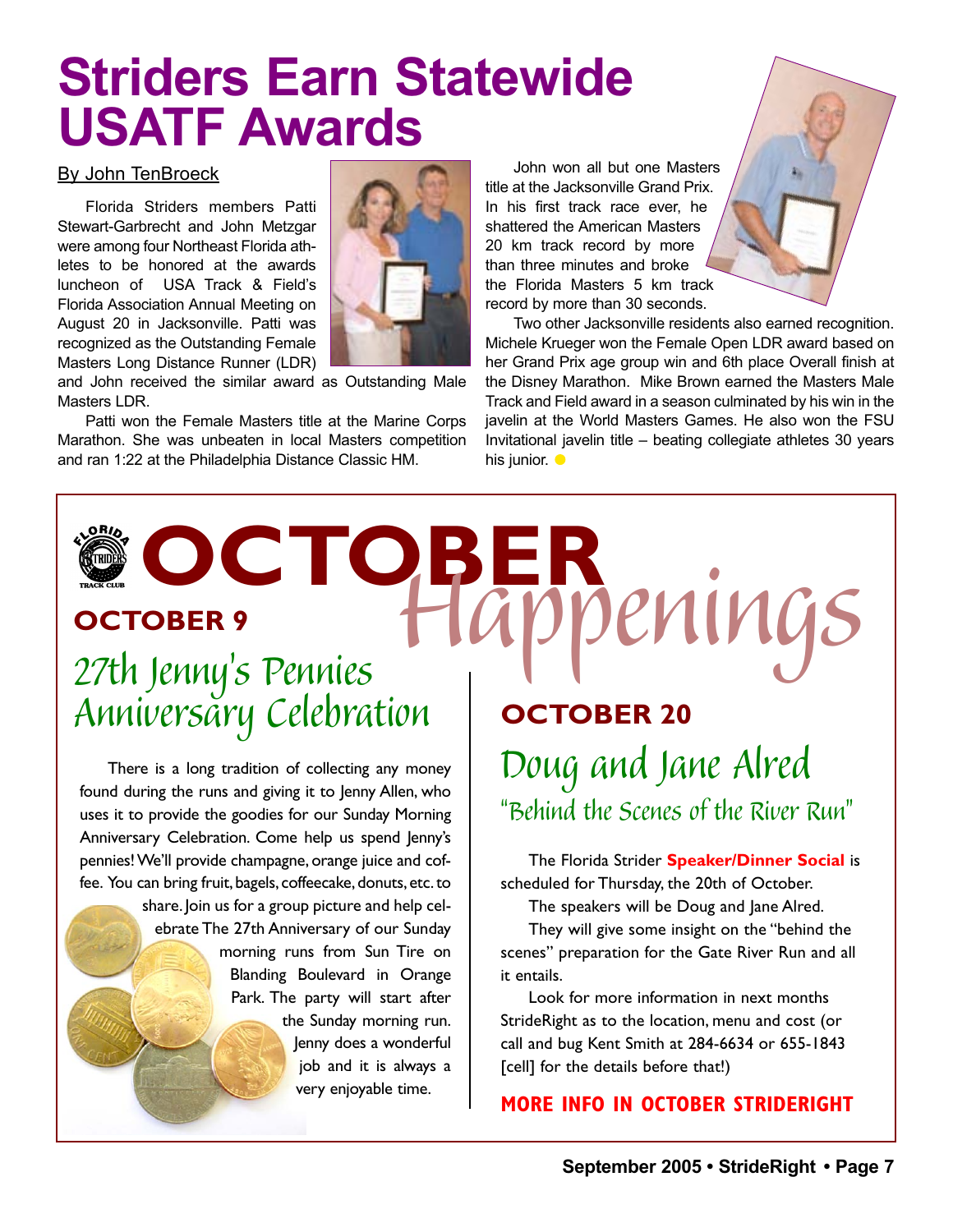# Striders Earn Statewide USATF Awards

By John TenBroeck

Florida Striders members Patti Stewart-Garbrecht and John Metzgar were among four Northeast Florida athletes to be honored at the awards luncheon of USA Track & Field's Florida Association Annual Meeting on August 20 in Jacksonville. Patti was recognized as the Outstanding Female Masters Long Distance Runner (LDR) and John received the similar award as Outstanding Male Masters LDR.

Patti won the Female Masters title at the Marine Corps Marathon. She was unbeaten in local Masters competition and ran 1:22 at the Philadelphia Distance Classic HM.

John won all but one Masters title at the Jacksonville Grand Prix. In his first track race ever, he shattered the American Masters 20 km track record by more than three minutes and broke the Florida Masters 5 km track record by more than 30 seconds.

Two other Jacksonville residents also earned recognition. Michele Krueger won the Female Open LDR award based on her Grand Prix age group win and 6th place Overall finish at the Disney Marathon. Mike Brown earned the Masters Male Track and Field award in a season culminated by his win in the javelin at the World Masters Games. He also won the FSU Invitational javelin title – beating collegiate athletes 30 years his junior.

# OCTOBER Happenings

## OCTOBER 9

### 27th Jenny's Pennies Anniversary Celebration

There is a long tradition of collecting any money found during the runs and giving it to Jenny Allen, who uses it to provide the goodies for our Sunday Morning Anniversary Celebration. Come help us spend Jenny's pennies! We'll provide champagne, orange juice and coffee. You can bring fruit, bagels, coffeecake, donuts, etc. to share. Join us for a group picture and help celebrate The 27th Anniversary of our Sunday morning runs from Sun Tire on Blanding Boulevard in Orange Park. The party will start after the Sunday morning run. Jenny does a wonderful job and it is always a very enjoyable time.

## OCTOBER 20

### Doug and Jane Alred

"Behind the Scenes of the River Run"

The Florida Strider **Speaker/Dinner Social** is scheduled for Thursday, the 20th of October.

The speakers will be Doug and Jane Alred.

They will give some insight on the "behind the scenes" preparation for the Gate River Run and all it entails.

Look for more information in next months StrideRight as to the location, menu and cost (or call and bug Kent Smith at 284-6634 or 655-1843 [cell] for the details before that!)

**MORE INFO IN OCTOBER STRIDERIGHT**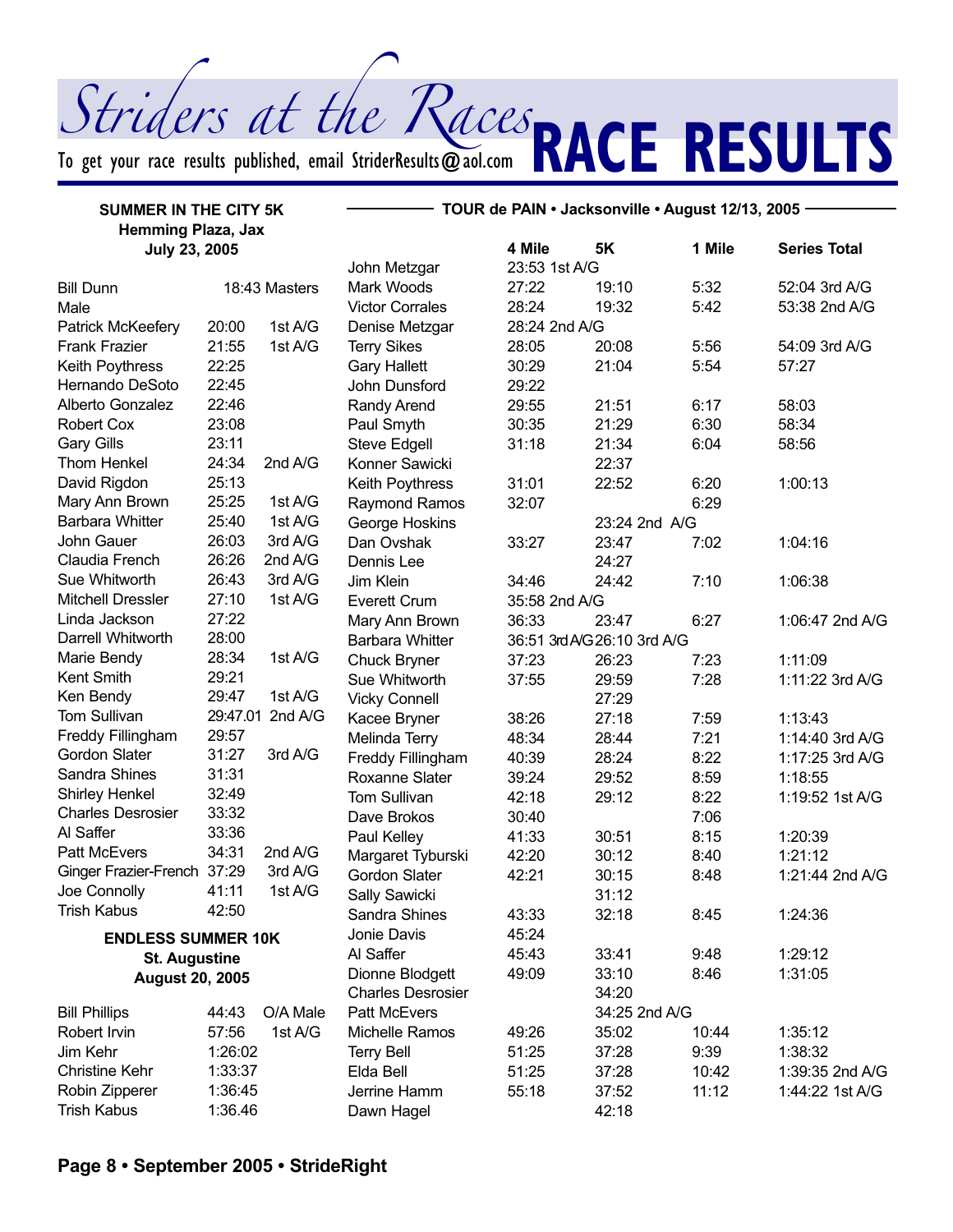# Striders at the Races — RACE RESULTS

To get your race results published, email StriderResults@aol.com

## SUMMER IN THE CITY 5K
**Hemming Plaza, Jax**
**July 23, 2005**

| Name | Time | Place |
|---|---|---|
| Bill Dunn | 18:43 | Masters Male |
| Patrick McKeefery | 20:00 | 1st A/G |
| Frank Frazier | 21:55 | 1st A/G |
| Keith Poythress | 22:25 | |
| Hernando DeSoto | 22:45 | |
| Alberto Gonzalez | 22:46 | |
| Robert Cox | 23:08 | |
| Gary Gills | 23:11 | |
| Thom Henkel | 24:34 | 2nd A/G |
| David Rigdon | 25:13 | |
| Mary Ann Brown | 25:25 | 1st A/G |
| Barbara Whitter | 25:40 | 1st A/G |
| John Gauer | 26:03 | 3rd A/G |
| Claudia French | 26:26 | 2nd A/G |
| Sue Whitworth | 26:43 | 3rd A/G |
| Mitchell Dressler | 27:10 | 1st A/G |
| Linda Jackson | 27:22 | |
| Darrell Whitworth | 28:00 | |
| Marie Bendy | 28:34 | 1st A/G |
| Kent Smith | 29:21 | |
| Ken Bendy | 29:47 | 1st A/G |
| Tom Sullivan | 29:47.01 | 2nd A/G |
| Freddy Fillingham | 29:57 | |
| Gordon Slater | 31:27 | 3rd A/G |
| Sandra Shines | 31:31 | |
| Shirley Henkel | 32:49 | |
| Charles Desrosier | 33:32 | |
| Al Saffer | 33:36 | |
| Patt McEvers | 34:31 | 2nd A/G |
| Ginger Frazier-French | 37:29 | 3rd A/G |
| Joe Connolly | 41:11 | 1st A/G |
| Trish Kabus | 42:50 | |

## ENDLESS SUMMER 10K
**St. Augustine**
**August 20, 2005**

| Name | Time | Place |
|---|---|---|
| Bill Phillips | 44:43 | O/A Male |
| Robert Irvin | 57:56 | 1st A/G |
| Jim Kehr | 1:26:02 | |
| Christine Kehr | 1:33:37 | |
| Robin Zipperer | 1:36:45 | |
| Trish Kabus | 1:36.46 | |

## TOUR de PAIN • Jacksonville • August 12/13, 2005

| Name | 4 Mile | 5K | 1 Mile | Series Total |
|---|---|---|---|---|
| John Metzgar | 23:53 1st A/G | | | |
| Mark Woods | 27:22 | 19:10 | 5:32 | 52:04 3rd A/G |
| Victor Corrales | 28:24 | 19:32 | 5:42 | 53:38 2nd A/G |
| Denise Metzgar | 28:24 2nd A/G | | | |
| Terry Sikes | 28:05 | 20:08 | 5:56 | 54:09 3rd A/G |
| Gary Hallett | 30:29 | 21:04 | 5:54 | 57:27 |
| John Dunsford | 29:22 | | | |
| Randy Arend | 29:55 | 21:51 | 6:17 | 58:03 |
| Paul Smyth | 30:35 | 21:29 | 6:30 | 58:34 |
| Steve Edgell | 31:18 | 21:34 | 6:04 | 58:56 |
| Konner Sawicki | | 22:37 | | |
| Keith Poythress | 31:01 | 22:52 | 6:20 | 1:00:13 |
| Raymond Ramos | 32:07 | | 6:29 | |
| George Hoskins | | 23:24 2nd A/G | | |
| Dan Ovshak | 33:27 | 23:47 | 7:02 | 1:04:16 |
| Dennis Lee | | 24:27 | | |
| Jim Klein | 34:46 | 24:42 | 7:10 | 1:06:38 |
| Everett Crum | 35:58 2nd A/G | | | |
| Mary Ann Brown | 36:33 | 23:47 | 6:27 | 1:06:47 2nd A/G |
| Barbara Whitter | 36:51 3rd A/G | 26:10 3rd A/G | | |
| Chuck Bryner | 37:23 | 26:23 | 7:23 | 1:11:09 |
| Sue Whitworth | 37:55 | 29:59 | 7:28 | 1:11:22 3rd A/G |
| Vicky Connell | | 27:29 | | |
| Kacee Bryner | 38:26 | 27:18 | 7:59 | 1:13:43 |
| Melinda Terry | 48:34 | 28:44 | 7:21 | 1:14:40 3rd A/G |
| Freddy Fillingham | 40:39 | 28:24 | 8:22 | 1:17:25 3rd A/G |
| Roxanne Slater | 39:24 | 29:52 | 8:59 | 1:18:55 |
| Tom Sullivan | 42:18 | 29:12 | 8:22 | 1:19:52 1st A/G |
| Dave Brokos | 30:40 | | 7:06 | |
| Paul Kelley | 41:33 | 30:51 | 8:15 | 1:20:39 |
| Margaret Tyburski | 42:20 | 30:12 | 8:40 | 1:21:12 |
| Gordon Slater | 42:21 | 30:15 | 8:48 | 1:21:44 2nd A/G |
| Sally Sawicki | | 31:12 | | |
| Sandra Shines | 43:33 | 32:18 | 8:45 | 1:24:36 |
| Jonie Davis | 45:24 | | | |
| Al Saffer | 45:43 | 33:41 | 9:48 | 1:29:12 |
| Dionne Blodgett | 49:09 | 33:10 | 8:46 | 1:31:05 |
| Charles Desrosier | | 34:20 | | |
| Patt McEvers | | 34:25 2nd A/G | | |
| Michelle Ramos | 49:26 | 35:02 | 10:44 | 1:35:12 |
| Terry Bell | 51:25 | 37:28 | 9:39 | 1:38:32 |
| Elda Bell | 51:25 | 37:28 | 10:42 | 1:39:35 2nd A/G |
| Jerrine Hamm | 55:18 | 37:52 | 11:12 | 1:44:22 1st A/G |
| Dawn Hagel | | 42:18 | | |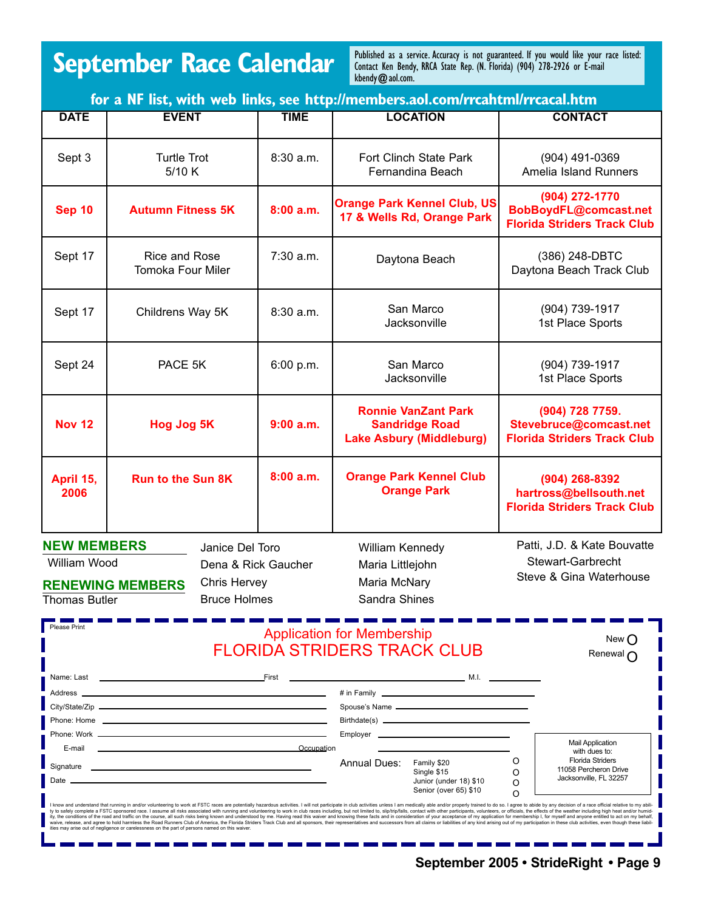# September Race Calendar

Published as a service. Accuracy is not guaranteed. If you would like your race listed: Contact Ken Bendy, RRCA State Rep. (N. Florida) (904) 278-2926 or E-mail kbendy@aol.com.

**for a NF list, with web links, see http://members.aol.com/rrcahtml/rrcacal.htm**

| DATE | EVENT | TIME | LOCATION | CONTACT |
|---|---|---|---|---|
| Sept 3 | Turtle Trot 5/10 K | 8:30 a.m. | Fort Clinch State Park Fernandina Beach | (904) 491-0369 Amelia Island Runners |
| **Sep 10** | **Autumn Fitness 5K** | **8:00 a.m.** | **Orange Park Kennel Club, US 17 & Wells Rd, Orange Park** | **(904) 272-1770 BobBoydFL@comcast.net Florida Striders Track Club** |
| Sept 17 | Rice and Rose Tomoka Four Miler | 7:30 a.m. | Daytona Beach | (386) 248-DBTC Daytona Beach Track Club |
| Sept 17 | Childrens Way 5K | 8:30 a.m. | San Marco Jacksonville | (904) 739-1917 1st Place Sports |
| Sept 24 | PACE 5K | 6:00 p.m. | San Marco Jacksonville | (904) 739-1917 1st Place Sports |
| **Nov 12** | **Hog Jog 5K** | **9:00 a.m.** | **Ronnie VanZant Park Sandridge Road Lake Asbury (Middleburg)** | **(904) 728 7759. Stevebruce@comcast.net Florida Striders Track Club** |
| **April 15, 2006** | **Run to the Sun 8K** | **8:00 a.m.** | **Orange Park Kennel Club Orange Park** | **(904) 268-8392 hartross@bellsouth.net Florida Striders Track Club** |

## NEW MEMBERS

William Wood

## RENEWING MEMBERS

Thomas Butler
Janice Del Toro
Dena & Rick Gaucher
Chris Hervey
Bruce Holmes
William Kennedy
Maria Littlejohn
Maria McNary
Sandra Shines
Patti, J.D. & Kate Bouvatte Stewart-Garbrecht
Steve & Gina Waterhouse

---

Please Print

## Application for Membership
## FLORIDA STRIDERS TRACK CLUB

New O
Renewal O

Name: Last ______________ First ______________ M.I. ______

Address ______________ # in Family ______________

City/State/Zip ______________ Spouse's Name ______________

Phone: Home ______________ Birthdate(s) ______________

Phone: Work ______________ Employer ______________

E-mail ______________ Occupation ______________

Signature ______________

Date ______________

Annual Dues:
- Family $20 O
- Single $15 O
- Junior (under 18) $10 O
- Senior (over 65) $10 O

Mail Application with dues to:
Florida Striders
11058 Percheron Drive
Jacksonville, FL 32257

I know and understand that running in and/or volunteering to work at FSTC races are potentially hazardous activities. I will not participate in club activities unless I am medically able and/or properly trained to do so. I agree to abide by any decision of a race official relative to my ability to safely complete a FSTC sponsored race. I assume all risks associated with running and volunteering to work in club races including, but not limited to, slip/trip/falls, contact with other participants, volunteers, or officials, the effects of the weather including high heat and/or humidity, the conditions of the road and traffic on the course, all such risks being known and understood by me. Having read this waiver and knowing these facts and in consideration of your acceptance of my application for membership I, for myself and anyone entitled to act on my behalf, waive, release, and agree to hold harmless the Road Runners Club of America, the Florida Striders Track Club and all sponsors, their representatives and successors from all claims or liabilities of any kind arising out of my participation in these club activities, even though these liabilities may arise out of negligence or carelessness on the part of persons named on this waiver.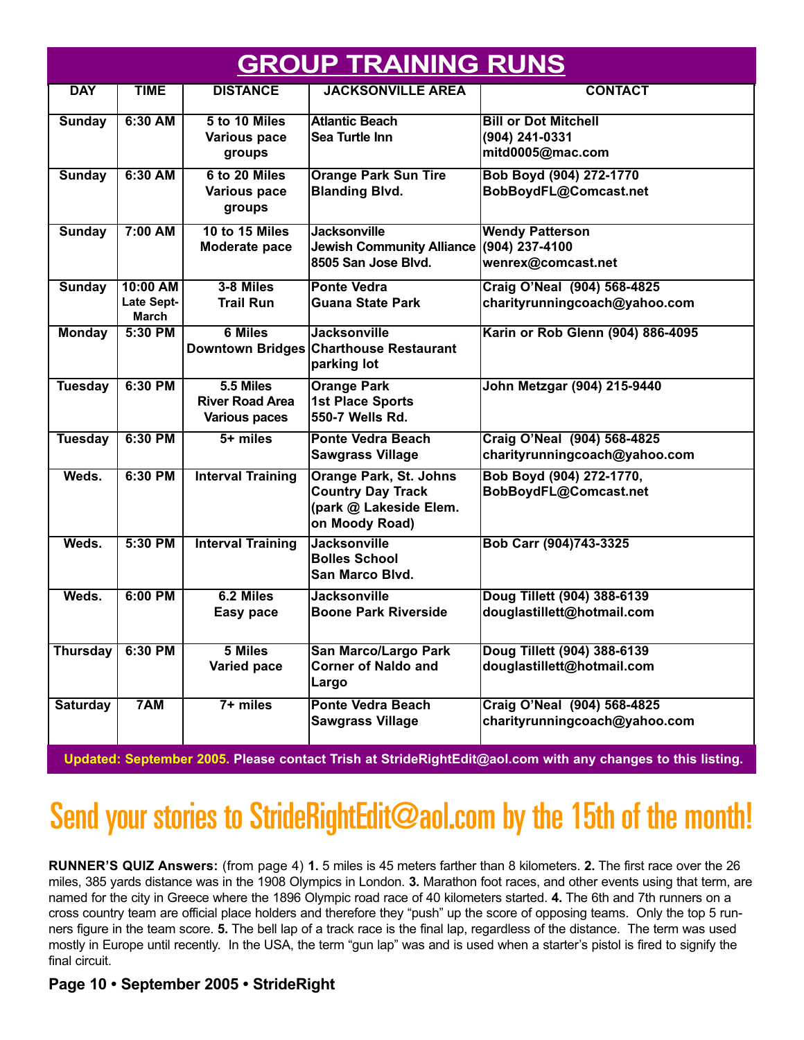## GROUP TRAINING RUNS

| DAY | TIME | DISTANCE | JACKSONVILLE AREA | CONTACT |
|---|---|---|---|---|
| Sunday | 6:30 AM | 5 to 10 Miles Various pace groups | Atlantic Beach Sea Turtle Inn | Bill or Dot Mitchell (904) 241-0331 mitd0005@mac.com |
| Sunday | 6:30 AM | 6 to 20 Miles Various pace groups | Orange Park Sun Tire Blanding Blvd. | Bob Boyd (904) 272-1770 BobBoydFL@Comcast.net |
| Sunday | 7:00 AM | 10 to 15 Miles Moderate pace | Jacksonville Jewish Community Alliance 8505 San Jose Blvd. | Wendy Patterson (904) 237-4100 wenrex@comcast.net |
| Sunday | 10:00 AM Late Sept-March | 3-8 Miles Trail Run | Ponte Vedra Guana State Park | Craig O'Neal (904) 568-4825 charityrunningcoach@yahoo.com |
| Monday | 5:30 PM | 6 Miles Downtown Bridges | Jacksonville Charthouse Restaurant parking lot | Karin or Rob Glenn (904) 886-4095 |
| Tuesday | 6:30 PM | 5.5 Miles River Road Area Various paces | Orange Park 1st Place Sports 550-7 Wells Rd. | John Metzgar (904) 215-9440 |
| Tuesday | 6:30 PM | 5+ miles | Ponte Vedra Beach Sawgrass Village | Craig O'Neal (904) 568-4825 charityrunningcoach@yahoo.com |
| Weds. | 6:30 PM | Interval Training | Orange Park, St. Johns Country Day Track (park @ Lakeside Elem. on Moody Road) | Bob Boyd (904) 272-1770, BobBoydFL@Comcast.net |
| Weds. | 5:30 PM | Interval Training | Jacksonville Bolles School San Marco Blvd. | Bob Carr (904)743-3325 |
| Weds. | 6:00 PM | 6.2 Miles Easy pace | Jacksonville Boone Park Riverside | Doug Tillett (904) 388-6139 douglastillett@hotmail.com |
| Thursday | 6:30 PM | 5 Miles Varied pace | San Marco/Largo Park Corner of Naldo and Largo | Doug Tillett (904) 388-6139 douglastillett@hotmail.com |
| Saturday | 7AM | 7+ miles | Ponte Vedra Beach Sawgrass Village | Craig O'Neal (904) 568-4825 charityrunningcoach@yahoo.com |

**Updated: September 2005. Please contact Trish at StrideRightEdit@aol.com with any changes to this listing.**

# Send your stories to StrideRightEdit@aol.com by the 15th of the month!

**RUNNER'S QUIZ Answers:** (from page 4) **1.** 5 miles is 45 meters farther than 8 kilometers. **2.** The first race over the 26 miles, 385 yards distance was in the 1908 Olympics in London. **3.** Marathon foot races, and other events using that term, are named for the city in Greece where the 1896 Olympic road race of 40 kilometers started. **4.** The 6th and 7th runners on a cross country team are official place holders and therefore they "push" up the score of opposing teams. Only the top 5 runners figure in the team score. **5.** The bell lap of a track race is the final lap, regardless of the distance. The term was used mostly in Europe until recently. In the USA, the term "gun lap" was and is used when a starter's pistol is fired to signify the final circuit.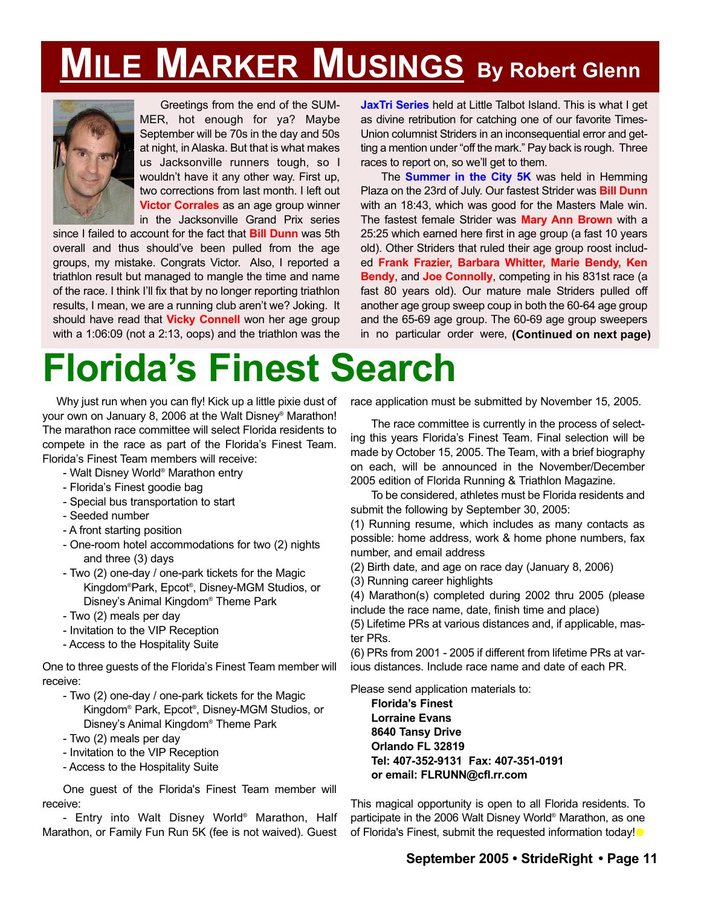# Mile Marker Musings By Robert Glenn

Greetings from the end of the SUMMER, hot enough for ya? Maybe September will be 70s in the day and 50s at night, in Alaska. But that is what makes us Jacksonville runners tough, so I wouldn't have it any other way. First up, two corrections from last month. I left out **Victor Corrales** as an age group winner in the Jacksonville Grand Prix series since I failed to account for the fact that **Bill Dunn** was 5th overall and thus should've been pulled from the age groups, my mistake. Congrats Victor. Also, I reported a triathlon result but managed to mangle the time and name of the race. I think I'll fix that by no longer reporting triathlon results, I mean, we are a running club aren't we? Joking. It should have read that **Vicky Connell** won her age group with a 1:06:09 (not a 2:13, oops) and the triathlon was the **JaxTri Series** held at Little Talbot Island. This is what I get as divine retribution for catching one of our favorite Times-Union columnist Striders in an inconsequential error and getting a mention under "off the mark." Pay back is rough. Three races to report on, so we'll get to them.

The **Summer in the City 5K** was held in Hemming Plaza on the 23rd of July. Our fastest Strider was **Bill Dunn** with an 18:43, which was good for the Masters Male win. The fastest female Strider was **Mary Ann Brown** with a 25:25 which earned here first in age group (a fast 10 years old). Other Striders that ruled their age group roost included **Frank Frazier, Barbara Whitter, Marie Bendy, Ken Bendy**, and **Joe Connolly**, competing in his 831st race (a fast 80 years old). Our mature male Striders pulled off another age group sweep coup in both the 60-64 age group and the 65-69 age group. The 60-69 age group sweepers in no particular order were, **(Continued on next page)**

# Florida's Finest Search

Why just run when you can fly! Kick up a little pixie dust of your own on January 8, 2006 at the Walt Disney® Marathon! The marathon race committee will select Florida residents to compete in the race as part of the Florida's Finest Team. Florida's Finest Team members will receive:

- Walt Disney World® Marathon entry
- Florida's Finest goodie bag
- Special bus transportation to start
- Seeded number
- A front starting position
- One-room hotel accommodations for two (2) nights and three (3) days
- Two (2) one-day / one-park tickets for the Magic Kingdom® Park, Epcot®, Disney-MGM Studios, or Disney's Animal Kingdom® Theme Park
- Two (2) meals per day
- Invitation to the VIP Reception
- Access to the Hospitality Suite

One to three guests of the Florida's Finest Team member will receive:

- Two (2) one-day / one-park tickets for the Magic Kingdom® Park, Epcot®, Disney-MGM Studios, or Disney's Animal Kingdom® Theme Park
- Two (2) meals per day
- Invitation to the VIP Reception
- Access to the Hospitality Suite

One guest of the Florida's Finest Team member will receive:

- Entry into Walt Disney World® Marathon, Half Marathon, or Family Fun Run 5K (fee is not waived). Guest race application must be submitted by November 15, 2005.

The race committee is currently in the process of selecting this years Florida's Finest Team. Final selection will be made by October 15, 2005. The Team, with a brief biography on each, will be announced in the November/December 2005 edition of Florida Running & Triathlon Magazine.

To be considered, athletes must be Florida residents and submit the following by September 30, 2005:

(1) Running resume, which includes as many contacts as possible: home address, work & home phone numbers, fax number, and email address
(2) Birth date, and age on race day (January 8, 2006)
(3) Running career highlights
(4) Marathon(s) completed during 2002 thru 2005 (please include the race name, date, finish time and place)
(5) Lifetime PRs at various distances and, if applicable, master PRs.
(6) PRs from 2001 - 2005 if different from lifetime PRs at various distances. Include race name and date of each PR.

Please send application materials to:

**Florida's Finest**
**Lorraine Evans**
**8640 Tansy Drive**
**Orlando FL 32819**
**Tel: 407-352-9131 Fax: 407-351-0191**
**or email: FLRUNN@cfl.rr.com**

This magical opportunity is open to all Florida residents. To participate in the 2006 Walt Disney World® Marathon, as one of Florida's Finest, submit the requested information today!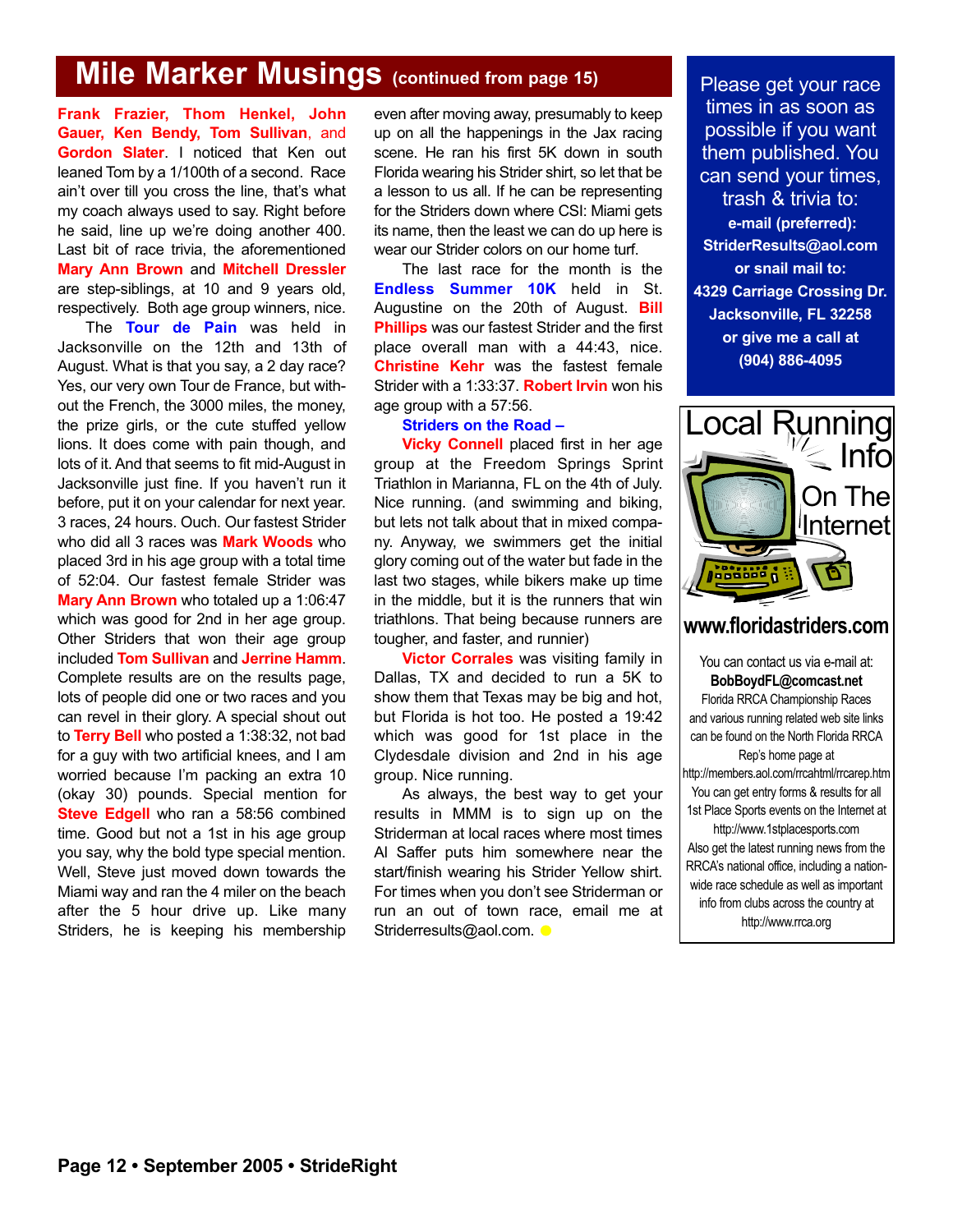## Mile Marker Musings (continued from page 15)

**Frank Frazier, Thom Henkel, John Gauer, Ken Bendy, Tom Sullivan**, and **Gordon Slater**. I noticed that Ken out leaned Tom by a 1/100th of a second. Race ain't over till you cross the line, that's what my coach always used to say. Right before he said, line up we're doing another 400. Last bit of race trivia, the aforementioned **Mary Ann Brown** and **Mitchell Dressler** are step-siblings, at 10 and 9 years old, respectively. Both age group winners, nice.

The **Tour de Pain** was held in Jacksonville on the 12th and 13th of August. What is that you say, a 2 day race? Yes, our very own Tour de France, but without the French, the 3000 miles, the money, the prize girls, or the cute stuffed yellow lions. It does come with pain though, and lots of it. And that seems to fit mid-August in Jacksonville just fine. If you haven't run it before, put it on your calendar for next year. 3 races, 24 hours. Ouch. Our fastest Strider who did all 3 races was **Mark Woods** who placed 3rd in his age group with a total time of 52:04. Our fastest female Strider was **Mary Ann Brown** who totaled up a 1:06:47 which was good for 2nd in her age group. Other Striders that won their age group included **Tom Sullivan** and **Jerrine Hamm**. Complete results are on the results page, lots of people did one or two races and you can revel in their glory. A special shout out to **Terry Bell** who posted a 1:38:32, not bad for a guy with two artificial knees, and I am worried because I'm packing an extra 10 (okay 30) pounds. Special mention for **Steve Edgell** who ran a 58:56 combined time. Good but not a 1st in his age group you say, why the bold type special mention. Well, Steve just moved down towards the Miami way and ran the 4 miler on the beach after the 5 hour drive up. Like many Striders, he is keeping his membership even after moving away, presumably to keep up on all the happenings in the Jax racing scene. He ran his first 5K down in south Florida wearing his Strider shirt, so let that be a lesson to us all. If he can be representing for the Striders down where CSI: Miami gets its name, then the least we can do up here is wear our Strider colors on our home turf.

The last race for the month is the **Endless Summer 10K** held in St. Augustine on the 20th of August. **Bill Phillips** was our fastest Strider and the first place overall man with a 44:43, nice. **Christine Kehr** was the fastest female Strider with a 1:33:37. **Robert Irvin** won his age group with a 57:56.

**Striders on the Road –**

**Vicky Connell** placed first in her age group at the Freedom Springs Sprint Triathlon in Marianna, FL on the 4th of July. Nice running. (and swimming and biking, but lets not talk about that in mixed company. Anyway, we swimmers get the initial glory coming out of the water but fade in the last two stages, while bikers make up time in the middle, but it is the runners that win triathlons. That being because runners are tougher, and faster, and runnier)

**Victor Corrales** was visiting family in Dallas, TX and decided to run a 5K to show them that Texas may be big and hot, but Florida is hot too. He posted a 19:42 which was good for 1st place in the Clydesdale division and 2nd in his age group. Nice running.

As always, the best way to get your results in MMM is to sign up on the Striderman at local races where most times Al Saffer puts him somewhere near the start/finish wearing his Strider Yellow shirt. For times when you don't see Striderman or run an out of town race, email me at Striderresults@aol.com.

---

Please get your race times in as soon as possible if you want them published. You can send your times, trash & trivia to:

**e-mail (preferred): StriderResults@aol.com**

**or snail mail to:**

**4329 Carriage Crossing Dr.**
**Jacksonville, FL 32258**

**or give me a call at (904) 886-4095**

---

Local Running Info On The Internet

**www.floridastriders.com**

You can contact us via e-mail at: **BobBoydFL@comcast.net**

Florida RRCA Championship Races and various running related web site links can be found on the North Florida RRCA Rep's home page at http://members.aol.com/rrcahtml/rrcarep.htm

You can get entry forms & results for all 1st Place Sports events on the Internet at http://www.1stplacesports.com

Also get the latest running news from the RRCA's national office, including a nation-wide race schedule as well as important info from clubs across the country at http://www.rrca.org